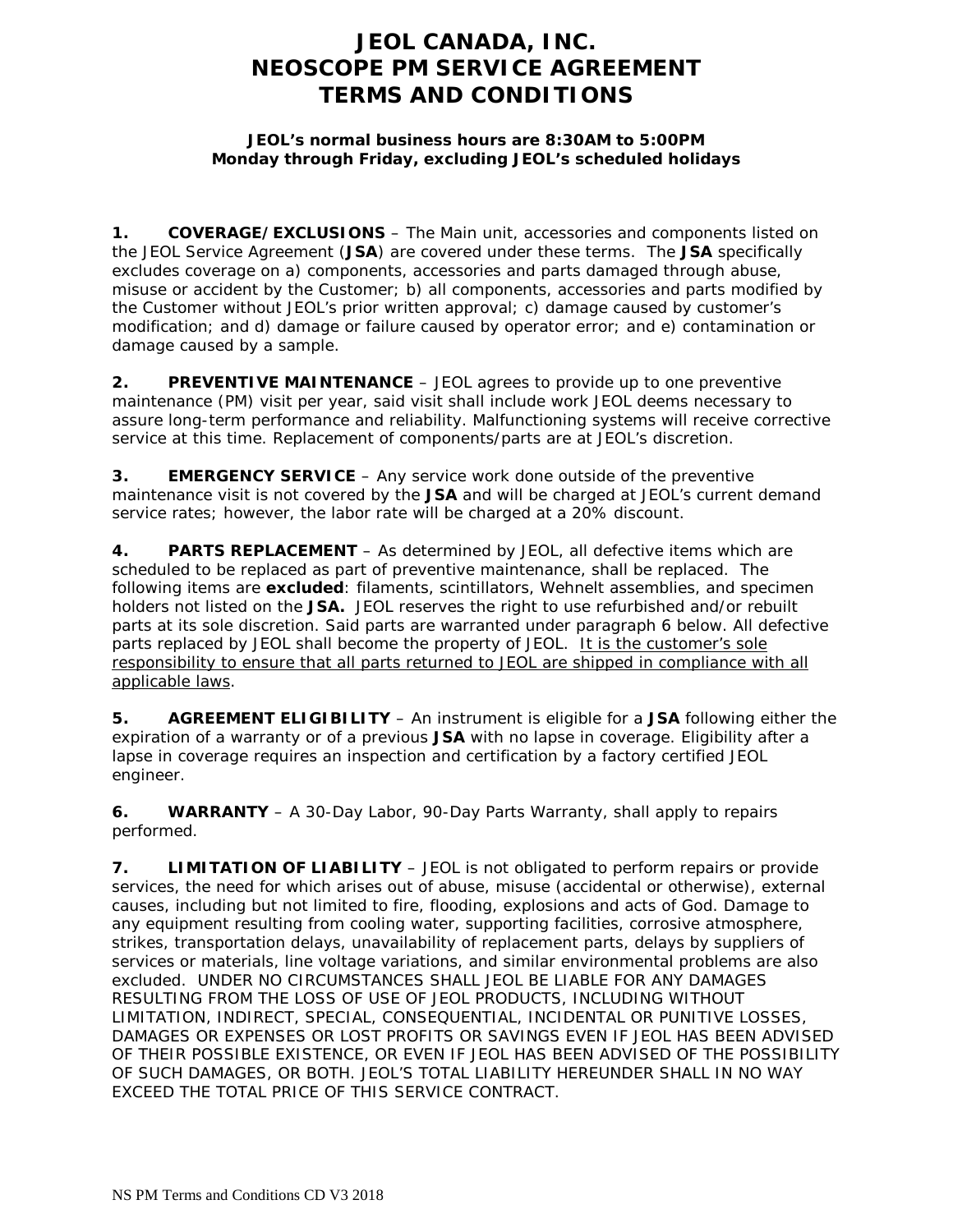# JEOL CANADA, INC.
# NEOSCOPE PM SERVICE AGREEMENT
# TERMS AND CONDITIONS

**JEOL's normal business hours are 8:30AM to 5:00PM Monday through Friday, excluding JEOL's scheduled holidays**

**1. COVERAGE/EXCLUSIONS** – The Main unit, accessories and components listed on the JEOL Service Agreement (**JSA**) are covered under these terms. The **JSA** specifically excludes coverage on a) components, accessories and parts damaged through abuse, misuse or accident by the Customer; b) all components, accessories and parts modified by the Customer without JEOL's prior written approval; c) damage caused by customer's modification; and d) damage or failure caused by operator error; and e) contamination or damage caused by a sample.

**2. PREVENTIVE MAINTENANCE** – JEOL agrees to provide up to one preventive maintenance (PM) visit per year, said visit shall include work JEOL deems necessary to assure long-term performance and reliability. Malfunctioning systems will receive corrective service at this time. Replacement of components/parts are at JEOL's discretion.

**3. EMERGENCY SERVICE** – Any service work done outside of the preventive maintenance visit is not covered by the **JSA** and will be charged at JEOL's current demand service rates; however, the labor rate will be charged at a 20% discount.

**4. PARTS REPLACEMENT** – As determined by JEOL, all defective items which are scheduled to be replaced as part of preventive maintenance, shall be replaced. The following items are **excluded**: filaments, scintillators, Wehnelt assemblies, and specimen holders not listed on the **JSA.** JEOL reserves the right to use refurbished and/or rebuilt parts at its sole discretion. Said parts are warranted under paragraph 6 below. All defective parts replaced by JEOL shall become the property of JEOL. <u>It is the customer's sole responsibility to ensure that all parts returned to JEOL are shipped in compliance with all applicable laws</u>.

**5. AGREEMENT ELIGIBILITY** – An instrument is eligible for a **JSA** following either the expiration of a warranty or of a previous **JSA** with no lapse in coverage. Eligibility after a lapse in coverage requires an inspection and certification by a factory certified JEOL engineer.

**6. WARRANTY** – A 30-Day Labor, 90-Day Parts Warranty, shall apply to repairs performed.

**7. LIMITATION OF LIABILITY** – JEOL is not obligated to perform repairs or provide services, the need for which arises out of abuse, misuse (accidental or otherwise), external causes, including but not limited to fire, flooding, explosions and acts of God. Damage to any equipment resulting from cooling water, supporting facilities, corrosive atmosphere, strikes, transportation delays, unavailability of replacement parts, delays by suppliers of services or materials, line voltage variations, and similar environmental problems are also excluded. UNDER NO CIRCUMSTANCES SHALL JEOL BE LIABLE FOR ANY DAMAGES RESULTING FROM THE LOSS OF USE OF JEOL PRODUCTS, INCLUDING WITHOUT LIMITATION, INDIRECT, SPECIAL, CONSEQUENTIAL, INCIDENTAL OR PUNITIVE LOSSES, DAMAGES OR EXPENSES OR LOST PROFITS OR SAVINGS EVEN IF JEOL HAS BEEN ADVISED OF THEIR POSSIBLE EXISTENCE, OR EVEN IF JEOL HAS BEEN ADVISED OF THE POSSIBILITY OF SUCH DAMAGES, OR BOTH. JEOL'S TOTAL LIABILITY HEREUNDER SHALL IN NO WAY EXCEED THE TOTAL PRICE OF THIS SERVICE CONTRACT.

NS PM Terms and Conditions CD V3 2018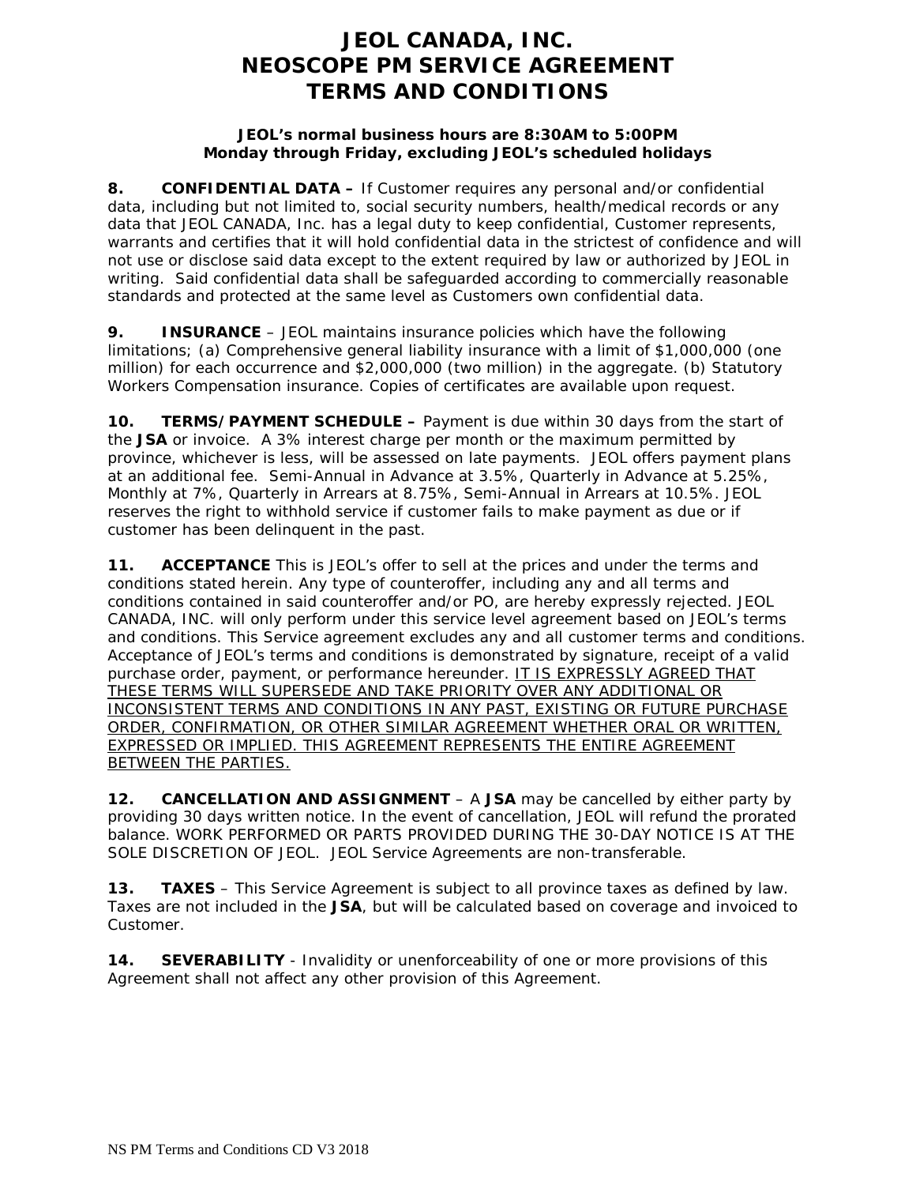# JEOL CANADA, INC.
# NEOSCOPE PM SERVICE AGREEMENT
# TERMS AND CONDITIONS

**JEOL's normal business hours are 8:30AM to 5:00PM**
**Monday through Friday, excluding JEOL's scheduled holidays**

**8. CONFIDENTIAL DATA –** If Customer requires any personal and/or confidential data, including but not limited to, social security numbers, health/medical records or any data that JEOL CANADA, Inc. has a legal duty to keep confidential, Customer represents, warrants and certifies that it will hold confidential data in the strictest of confidence and will not use or disclose said data except to the extent required by law or authorized by JEOL in writing. Said confidential data shall be safeguarded according to commercially reasonable standards and protected at the same level as Customers own confidential data.

**9. INSURANCE** – JEOL maintains insurance policies which have the following limitations; (a) Comprehensive general liability insurance with a limit of $1,000,000 (one million) for each occurrence and $2,000,000 (two million) in the aggregate. (b) Statutory Workers Compensation insurance. Copies of certificates are available upon request.

**10. TERMS/PAYMENT SCHEDULE –** Payment is due within 30 days from the start of the **JSA** or invoice. A 3% interest charge per month or the maximum permitted by province, whichever is less, will be assessed on late payments. JEOL offers payment plans at an additional fee. Semi-Annual in Advance at 3.5%, Quarterly in Advance at 5.25%, Monthly at 7%, Quarterly in Arrears at 8.75%, Semi-Annual in Arrears at 10.5%. JEOL reserves the right to withhold service if customer fails to make payment as due or if customer has been delinquent in the past.

**11. ACCEPTANCE** This is JEOL's offer to sell at the prices and under the terms and conditions stated herein. Any type of counteroffer, including any and all terms and conditions contained in said counteroffer and/or PO, are hereby expressly rejected. JEOL CANADA, INC. will only perform under this service level agreement based on JEOL's terms and conditions. This Service agreement excludes any and all customer terms and conditions. Acceptance of JEOL's terms and conditions is demonstrated by signature, receipt of a valid purchase order, payment, or performance hereunder. IT IS EXPRESSLY AGREED THAT THESE TERMS WILL SUPERSEDE AND TAKE PRIORITY OVER ANY ADDITIONAL OR INCONSISTENT TERMS AND CONDITIONS IN ANY PAST, EXISTING OR FUTURE PURCHASE ORDER, CONFIRMATION, OR OTHER SIMILAR AGREEMENT WHETHER ORAL OR WRITTEN, EXPRESSED OR IMPLIED. THIS AGREEMENT REPRESENTS THE ENTIRE AGREEMENT BETWEEN THE PARTIES.

**12. CANCELLATION AND ASSIGNMENT** – A **JSA** may be cancelled by either party by providing 30 days written notice. In the event of cancellation, JEOL will refund the prorated balance. WORK PERFORMED OR PARTS PROVIDED DURING THE 30-DAY NOTICE IS AT THE SOLE DISCRETION OF JEOL. JEOL Service Agreements are non-transferable.

**13. TAXES** – This Service Agreement is subject to all province taxes as defined by law. Taxes are not included in the **JSA**, but will be calculated based on coverage and invoiced to Customer.

**14. SEVERABILITY** - Invalidity or unenforceability of one or more provisions of this Agreement shall not affect any other provision of this Agreement.